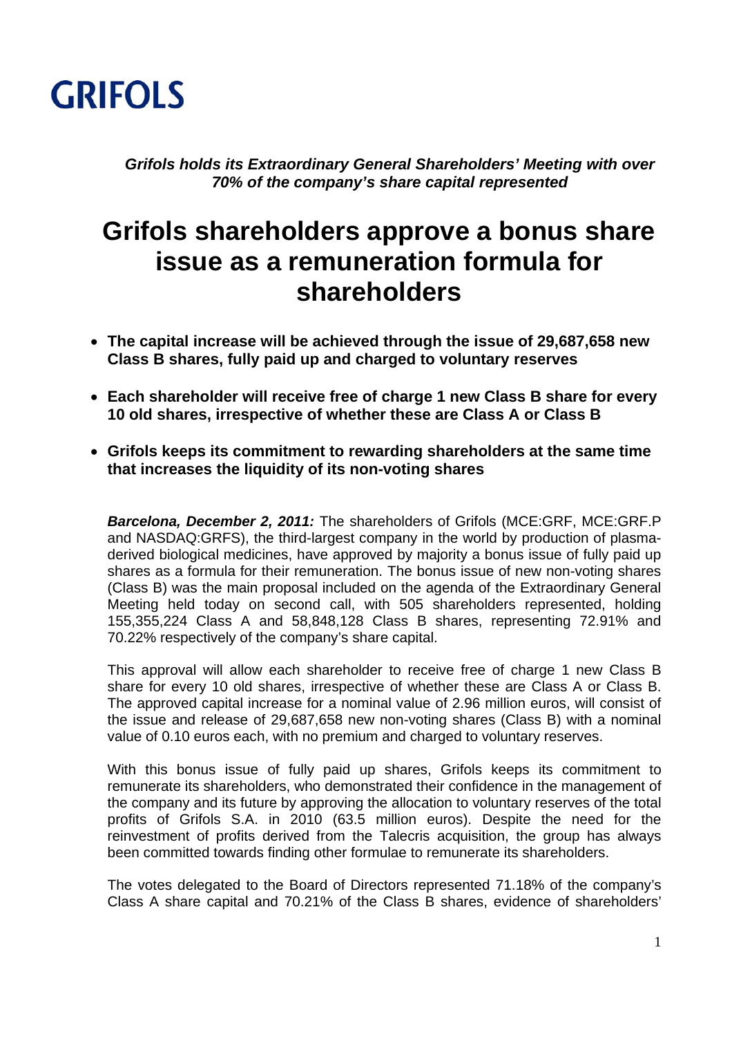GRIFOLS

***Grifols holds its Extraordinary General Shareholders' Meeting with over 70% of the company's share capital represented***

# Grifols shareholders approve a bonus share issue as a remuneration formula for shareholders

- **The capital increase will be achieved through the issue of 29,687,658 new Class B shares, fully paid up and charged to voluntary reserves**
- **Each shareholder will receive free of charge 1 new Class B share for every 10 old shares, irrespective of whether these are Class A or Class B**
- **Grifols keeps its commitment to rewarding shareholders at the same time that increases the liquidity of its non-voting shares**

***Barcelona, December 2, 2011:*** The shareholders of Grifols (MCE:GRF, MCE:GRF.P and NASDAQ:GRFS), the third-largest company in the world by production of plasma-derived biological medicines, have approved by majority a bonus issue of fully paid up shares as a formula for their remuneration. The bonus issue of new non-voting shares (Class B) was the main proposal included on the agenda of the Extraordinary General Meeting held today on second call, with 505 shareholders represented, holding 155,355,224 Class A and 58,848,128 Class B shares, representing 72.91% and 70.22% respectively of the company's share capital.

This approval will allow each shareholder to receive free of charge 1 new Class B share for every 10 old shares, irrespective of whether these are Class A or Class B. The approved capital increase for a nominal value of 2.96 million euros, will consist of the issue and release of 29,687,658 new non-voting shares (Class B) with a nominal value of 0.10 euros each, with no premium and charged to voluntary reserves.

With this bonus issue of fully paid up shares, Grifols keeps its commitment to remunerate its shareholders, who demonstrated their confidence in the management of the company and its future by approving the allocation to voluntary reserves of the total profits of Grifols S.A. in 2010 (63.5 million euros). Despite the need for the reinvestment of profits derived from the Talecris acquisition, the group has always been committed towards finding other formulae to remunerate its shareholders.

The votes delegated to the Board of Directors represented 71.18% of the company's Class A share capital and 70.21% of the Class B shares, evidence of shareholders'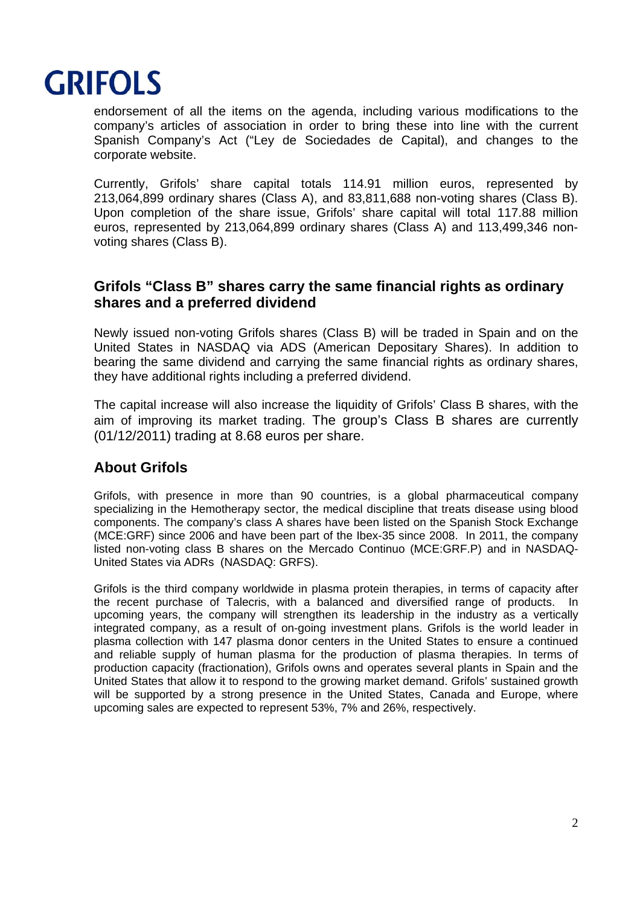endorsement of all the items on the agenda, including various modifications to the company's articles of association in order to bring these into line with the current Spanish Company's Act ("Ley de Sociedades de Capital), and changes to the corporate website.

Currently, Grifols' share capital totals 114.91 million euros, represented by 213,064,899 ordinary shares (Class A), and 83,811,688 non-voting shares (Class B). Upon completion of the share issue, Grifols' share capital will total 117.88 million euros, represented by 213,064,899 ordinary shares (Class A) and 113,499,346 non-voting shares (Class B).

## Grifols "Class B" shares carry the same financial rights as ordinary shares and a preferred dividend

Newly issued non-voting Grifols shares (Class B) will be traded in Spain and on the United States in NASDAQ via ADS (American Depositary Shares). In addition to bearing the same dividend and carrying the same financial rights as ordinary shares, they have additional rights including a preferred dividend.

The capital increase will also increase the liquidity of Grifols' Class B shares, with the aim of improving its market trading. The group's Class B shares are currently (01/12/2011) trading at 8.68 euros per share.

## About Grifols

Grifols, with presence in more than 90 countries, is a global pharmaceutical company specializing in the Hemotherapy sector, the medical discipline that treats disease using blood components. The company's class A shares have been listed on the Spanish Stock Exchange (MCE:GRF) since 2006 and have been part of the Ibex-35 since 2008. In 2011, the company listed non-voting class B shares on the Mercado Continuo (MCE:GRF.P) and in NASDAQ-United States via ADRs (NASDAQ: GRFS).

Grifols is the third company worldwide in plasma protein therapies, in terms of capacity after the recent purchase of Talecris, with a balanced and diversified range of products. In upcoming years, the company will strengthen its leadership in the industry as a vertically integrated company, as a result of on-going investment plans. Grifols is the world leader in plasma collection with 147 plasma donor centers in the United States to ensure a continued and reliable supply of human plasma for the production of plasma therapies. In terms of production capacity (fractionation), Grifols owns and operates several plants in Spain and the United States that allow it to respond to the growing market demand. Grifols' sustained growth will be supported by a strong presence in the United States, Canada and Europe, where upcoming sales are expected to represent 53%, 7% and 26%, respectively.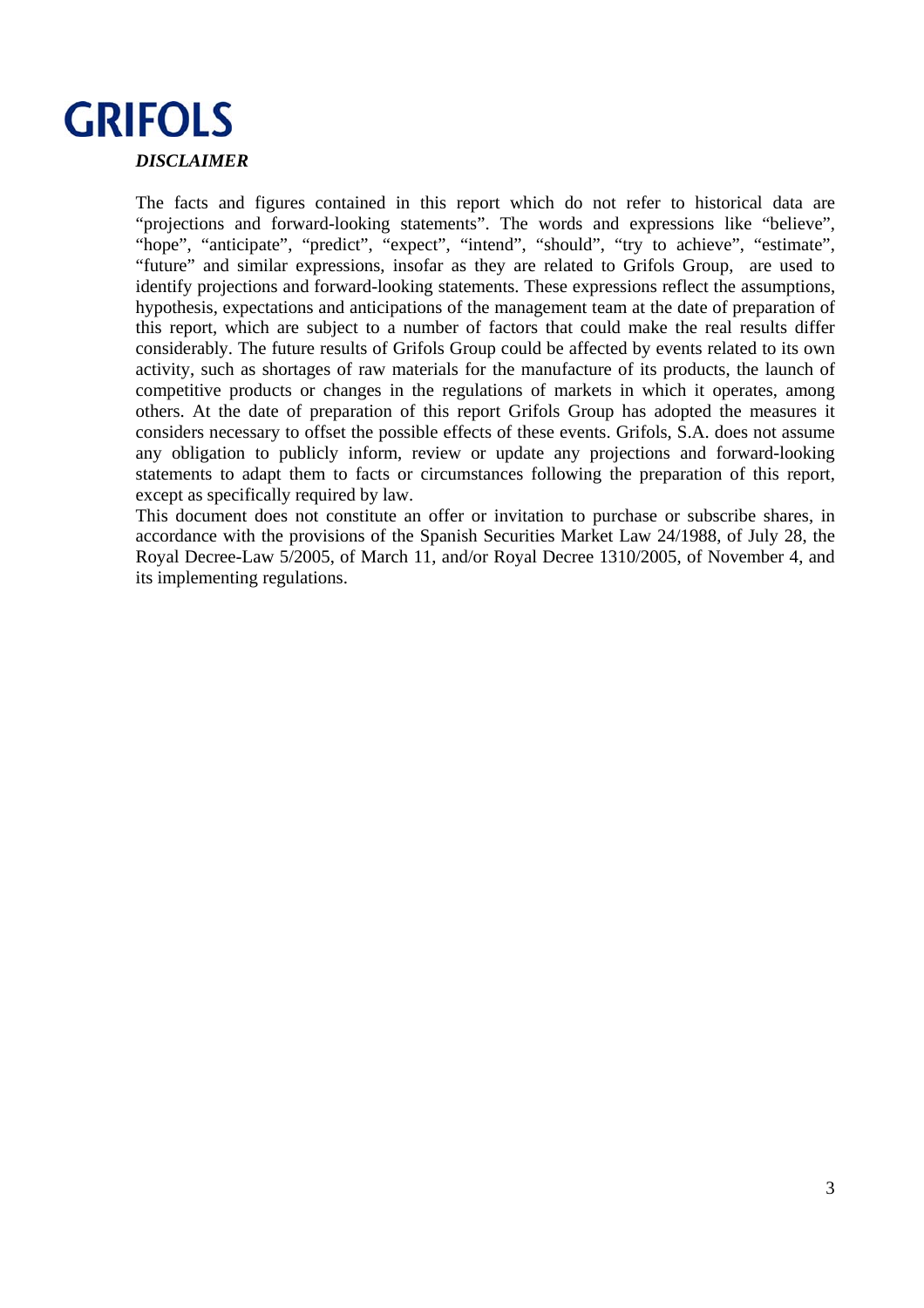# GRIFOLS

***DISCLAIMER***

The facts and figures contained in this report which do not refer to historical data are "projections and forward-looking statements". The words and expressions like "believe", "hope", "anticipate", "predict", "expect", "intend", "should", "try to achieve", "estimate", "future" and similar expressions, insofar as they are related to Grifols Group, are used to identify projections and forward-looking statements. These expressions reflect the assumptions, hypothesis, expectations and anticipations of the management team at the date of preparation of this report, which are subject to a number of factors that could make the real results differ considerably. The future results of Grifols Group could be affected by events related to its own activity, such as shortages of raw materials for the manufacture of its products, the launch of competitive products or changes in the regulations of markets in which it operates, among others. At the date of preparation of this report Grifols Group has adopted the measures it considers necessary to offset the possible effects of these events. Grifols, S.A. does not assume any obligation to publicly inform, review or update any projections and forward-looking statements to adapt them to facts or circumstances following the preparation of this report, except as specifically required by law.

This document does not constitute an offer or invitation to purchase or subscribe shares, in accordance with the provisions of the Spanish Securities Market Law 24/1988, of July 28, the Royal Decree-Law 5/2005, of March 11, and/or Royal Decree 1310/2005, of November 4, and its implementing regulations.